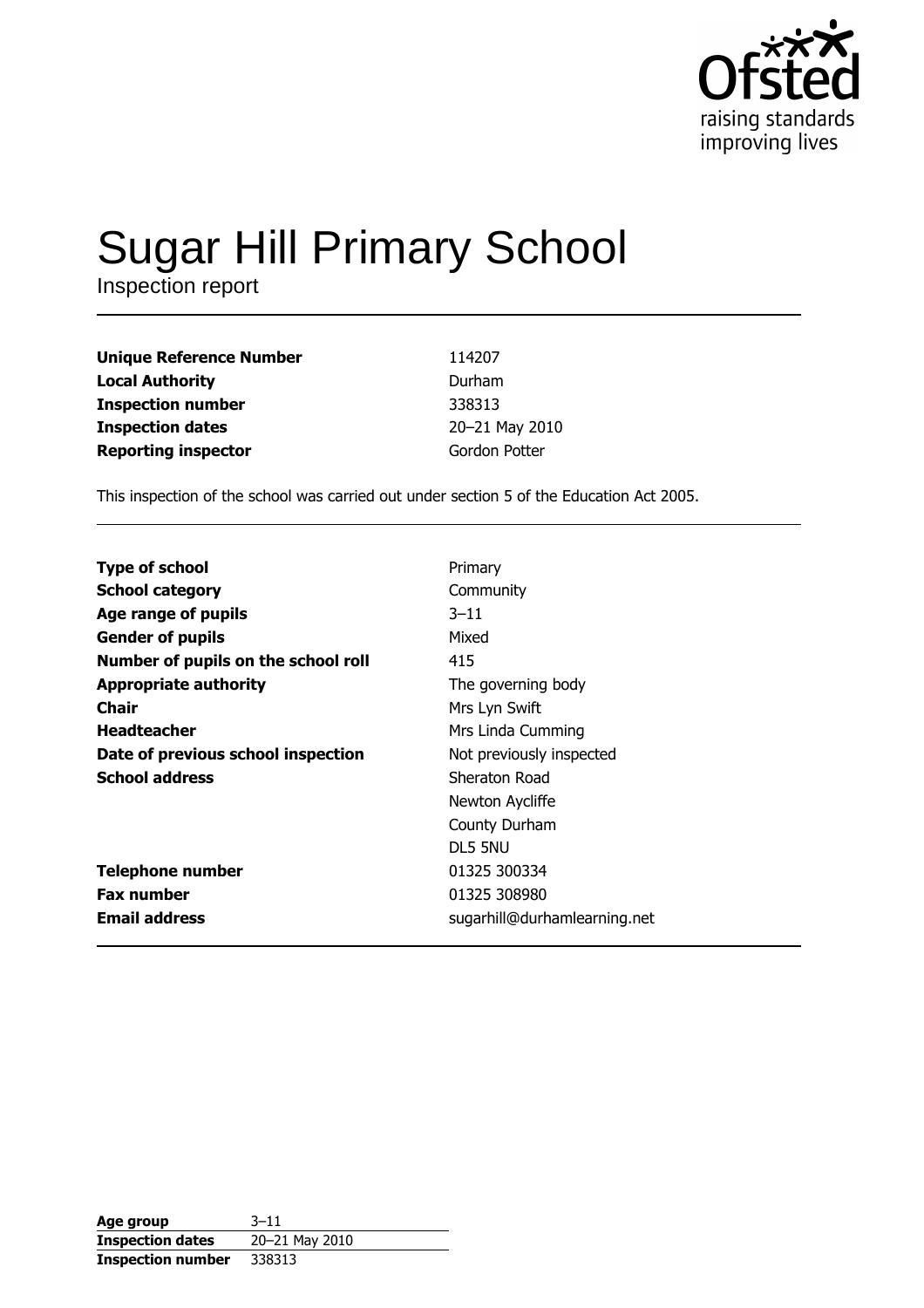Ofsted
raising standards
improving lives

# Sugar Hill Primary School

Inspection report

| | |
|---|---|
| **Unique Reference Number** | 114207 |
| **Local Authority** | Durham |
| **Inspection number** | 338313 |
| **Inspection dates** | 20–21 May 2010 |
| **Reporting inspector** | Gordon Potter |

This inspection of the school was carried out under section 5 of the Education Act 2005.

| | |
|---|---|
| **Type of school** | Primary |
| **School category** | Community |
| **Age range of pupils** | 3–11 |
| **Gender of pupils** | Mixed |
| **Number of pupils on the school roll** | 415 |
| **Appropriate authority** | The governing body |
| **Chair** | Mrs Lyn Swift |
| **Headteacher** | Mrs Linda Cumming |
| **Date of previous school inspection** | Not previously inspected |
| **School address** | Sheraton Road<br>Newton Aycliffe<br>County Durham<br>DL5 5NU |
| **Telephone number** | 01325 300334 |
| **Fax number** | 01325 308980 |
| **Email address** | sugarhill@durhamlearning.net |

| | |
|---|---|
| **Age group** | 3–11 |
| **Inspection dates** | 20–21 May 2010 |
| **Inspection number** | 338313 |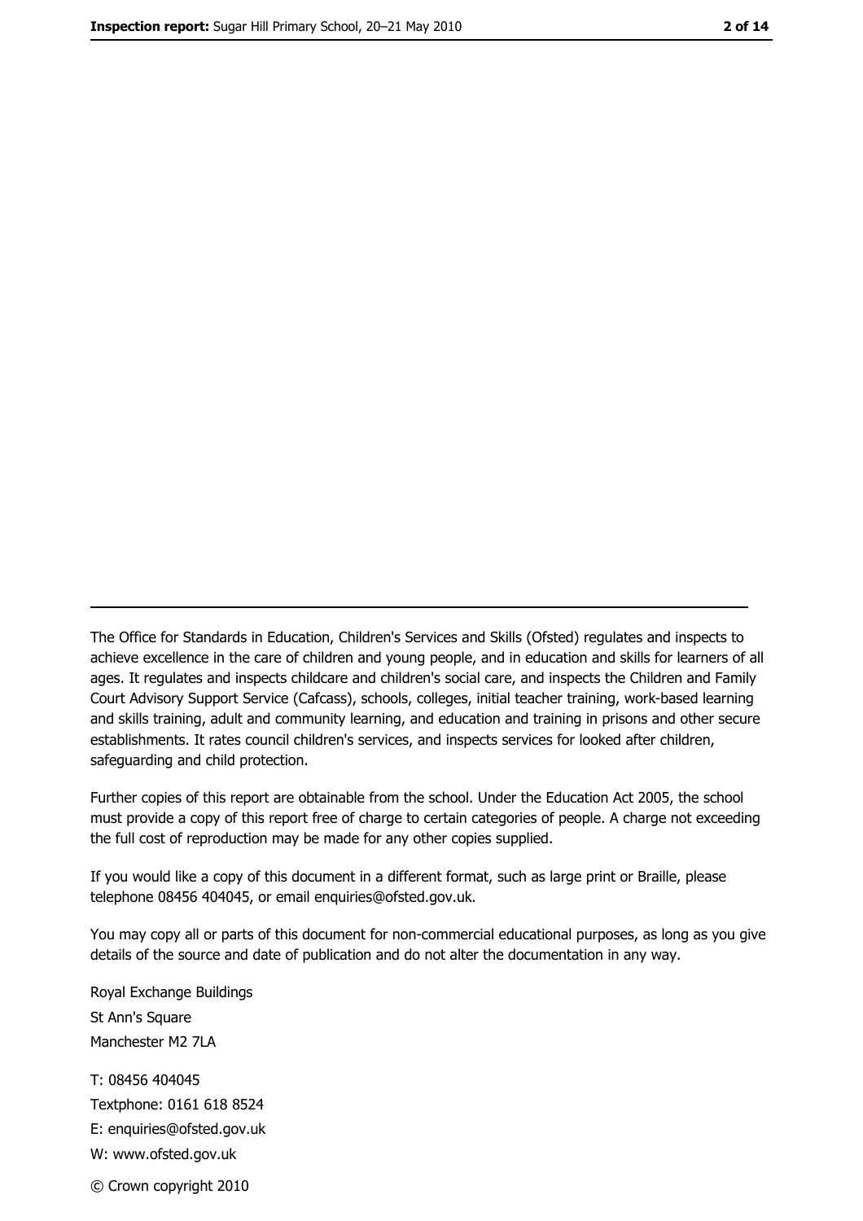---

The Office for Standards in Education, Children's Services and Skills (Ofsted) regulates and inspects to achieve excellence in the care of children and young people, and in education and skills for learners of all ages. It regulates and inspects childcare and children's social care, and inspects the Children and Family Court Advisory Support Service (Cafcass), schools, colleges, initial teacher training, work-based learning and skills training, adult and community learning, and education and training in prisons and other secure establishments. It rates council children's services, and inspects services for looked after children, safeguarding and child protection.

Further copies of this report are obtainable from the school. Under the Education Act 2005, the school must provide a copy of this report free of charge to certain categories of people. A charge not exceeding the full cost of reproduction may be made for any other copies supplied.

If you would like a copy of this document in a different format, such as large print or Braille, please telephone 08456 404045, or email enquiries@ofsted.gov.uk.

You may copy all or parts of this document for non-commercial educational purposes, as long as you give details of the source and date of publication and do not alter the documentation in any way.

Royal Exchange Buildings
St Ann's Square
Manchester M2 7LA

T: 08456 404045
Textphone: 0161 618 8524
E: enquiries@ofsted.gov.uk
W: www.ofsted.gov.uk

© Crown copyright 2010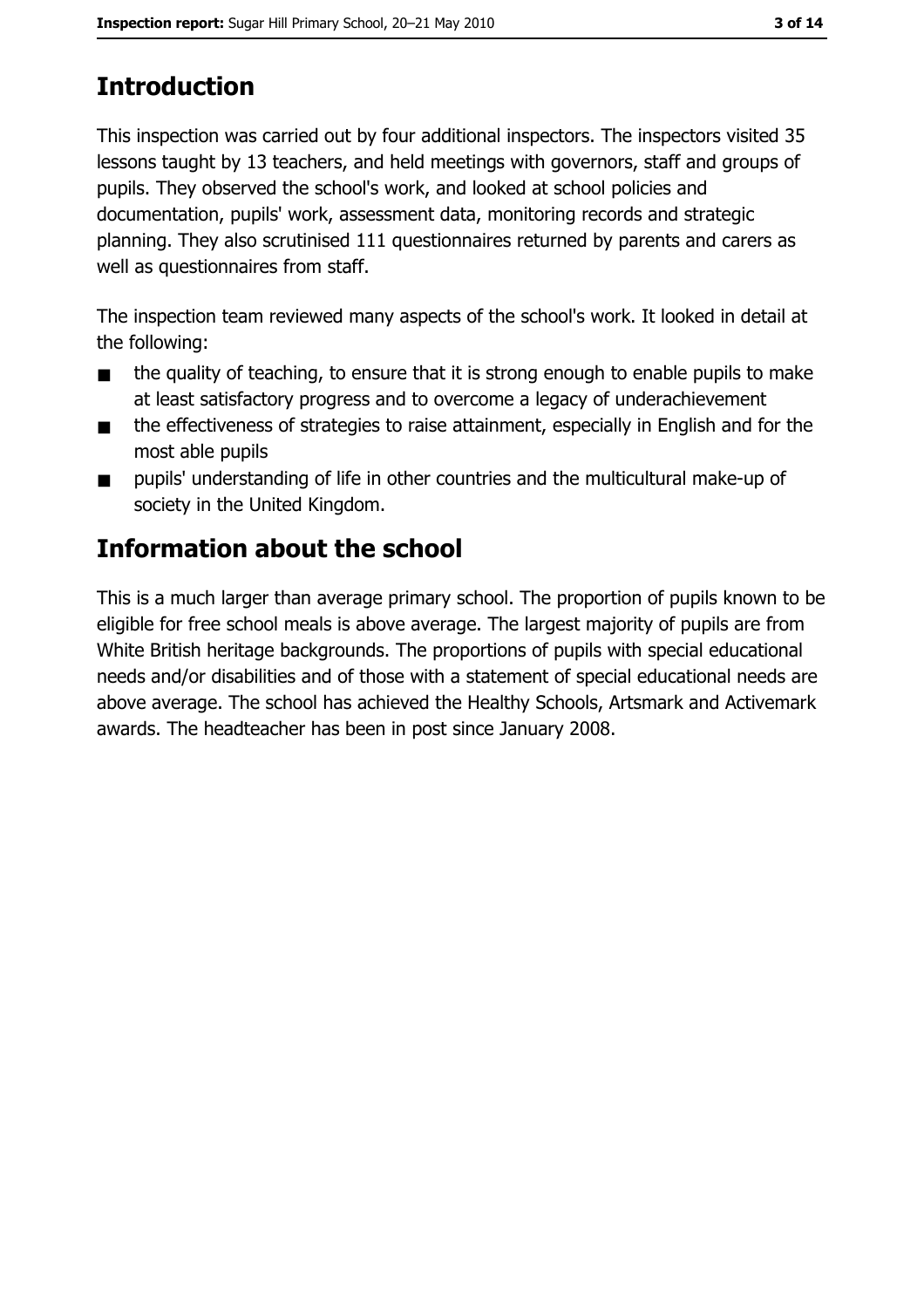## Introduction

This inspection was carried out by four additional inspectors. The inspectors visited 35 lessons taught by 13 teachers, and held meetings with governors, staff and groups of pupils. They observed the school's work, and looked at school policies and documentation, pupils' work, assessment data, monitoring records and strategic planning. They also scrutinised 111 questionnaires returned by parents and carers as well as questionnaires from staff.

The inspection team reviewed many aspects of the school's work. It looked in detail at the following:

- the quality of teaching, to ensure that it is strong enough to enable pupils to make at least satisfactory progress and to overcome a legacy of underachievement
- the effectiveness of strategies to raise attainment, especially in English and for the most able pupils
- pupils' understanding of life in other countries and the multicultural make-up of society in the United Kingdom.

## Information about the school

This is a much larger than average primary school. The proportion of pupils known to be eligible for free school meals is above average. The largest majority of pupils are from White British heritage backgrounds. The proportions of pupils with special educational needs and/or disabilities and of those with a statement of special educational needs are above average. The school has achieved the Healthy Schools, Artsmark and Activemark awards. The headteacher has been in post since January 2008.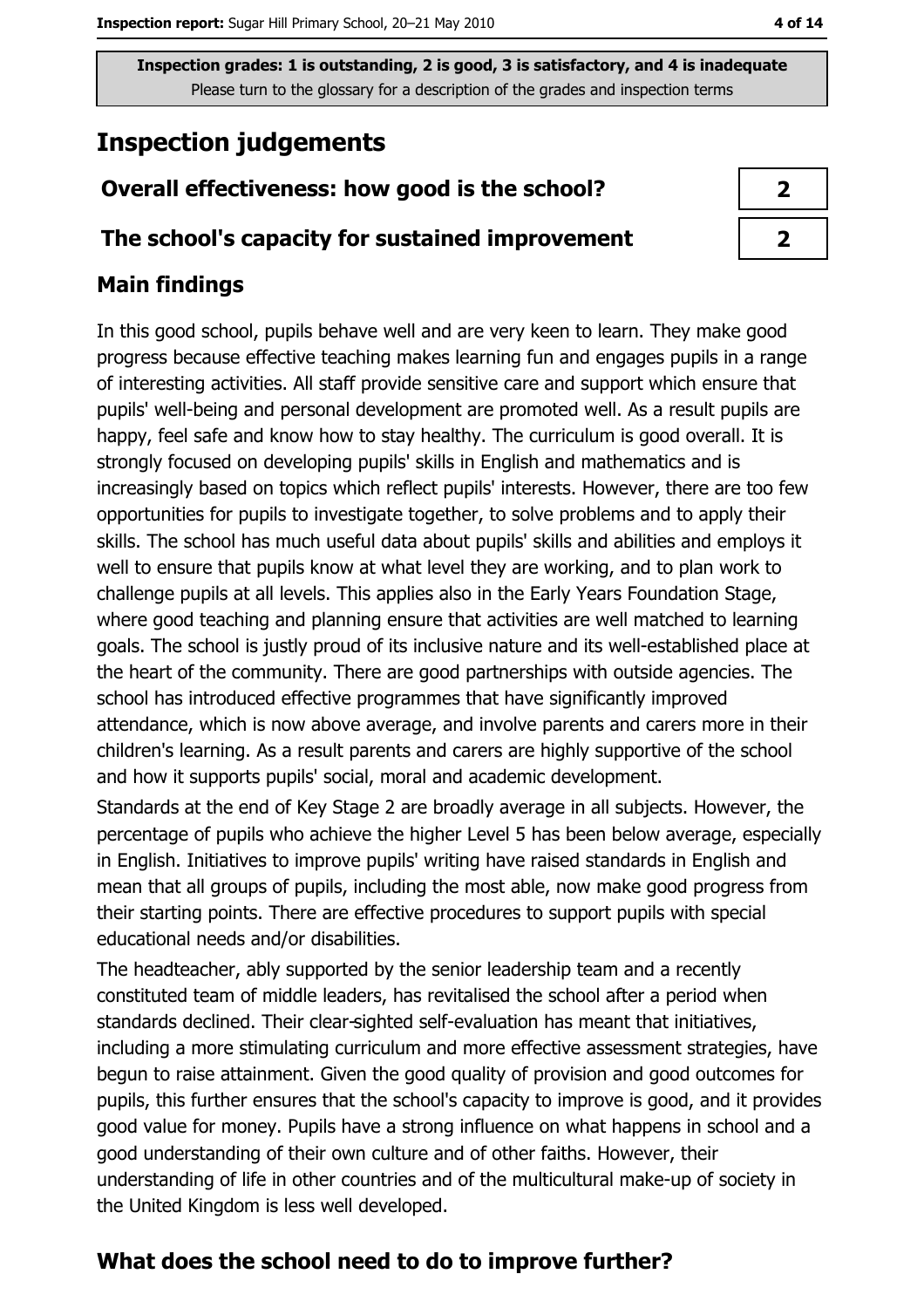Inspection grades: 1 is outstanding, 2 is good, 3 is satisfactory, and 4 is inadequate
Please turn to the glossary for a description of the grades and inspection terms

## Inspection judgements

| | |
|---|---|
| **Overall effectiveness: how good is the school?** | **2** |
| **The school's capacity for sustained improvement** | **2** |

### Main findings

In this good school, pupils behave well and are very keen to learn. They make good progress because effective teaching makes learning fun and engages pupils in a range of interesting activities. All staff provide sensitive care and support which ensure that pupils' well-being and personal development are promoted well. As a result pupils are happy, feel safe and know how to stay healthy. The curriculum is good overall. It is strongly focused on developing pupils' skills in English and mathematics and is increasingly based on topics which reflect pupils' interests. However, there are too few opportunities for pupils to investigate together, to solve problems and to apply their skills. The school has much useful data about pupils' skills and abilities and employs it well to ensure that pupils know at what level they are working, and to plan work to challenge pupils at all levels. This applies also in the Early Years Foundation Stage, where good teaching and planning ensure that activities are well matched to learning goals. The school is justly proud of its inclusive nature and its well-established place at the heart of the community. There are good partnerships with outside agencies. The school has introduced effective programmes that have significantly improved attendance, which is now above average, and involve parents and carers more in their children's learning. As a result parents and carers are highly supportive of the school and how it supports pupils' social, moral and academic development.

Standards at the end of Key Stage 2 are broadly average in all subjects. However, the percentage of pupils who achieve the higher Level 5 has been below average, especially in English. Initiatives to improve pupils' writing have raised standards in English and mean that all groups of pupils, including the most able, now make good progress from their starting points. There are effective procedures to support pupils with special educational needs and/or disabilities.

The headteacher, ably supported by the senior leadership team and a recently constituted team of middle leaders, has revitalised the school after a period when standards declined. Their clear-sighted self-evaluation has meant that initiatives, including a more stimulating curriculum and more effective assessment strategies, have begun to raise attainment. Given the good quality of provision and good outcomes for pupils, this further ensures that the school's capacity to improve is good, and it provides good value for money. Pupils have a strong influence on what happens in school and a good understanding of their own culture and of other faiths. However, their understanding of life in other countries and of the multicultural make-up of society in the United Kingdom is less well developed.

### What does the school need to do to improve further?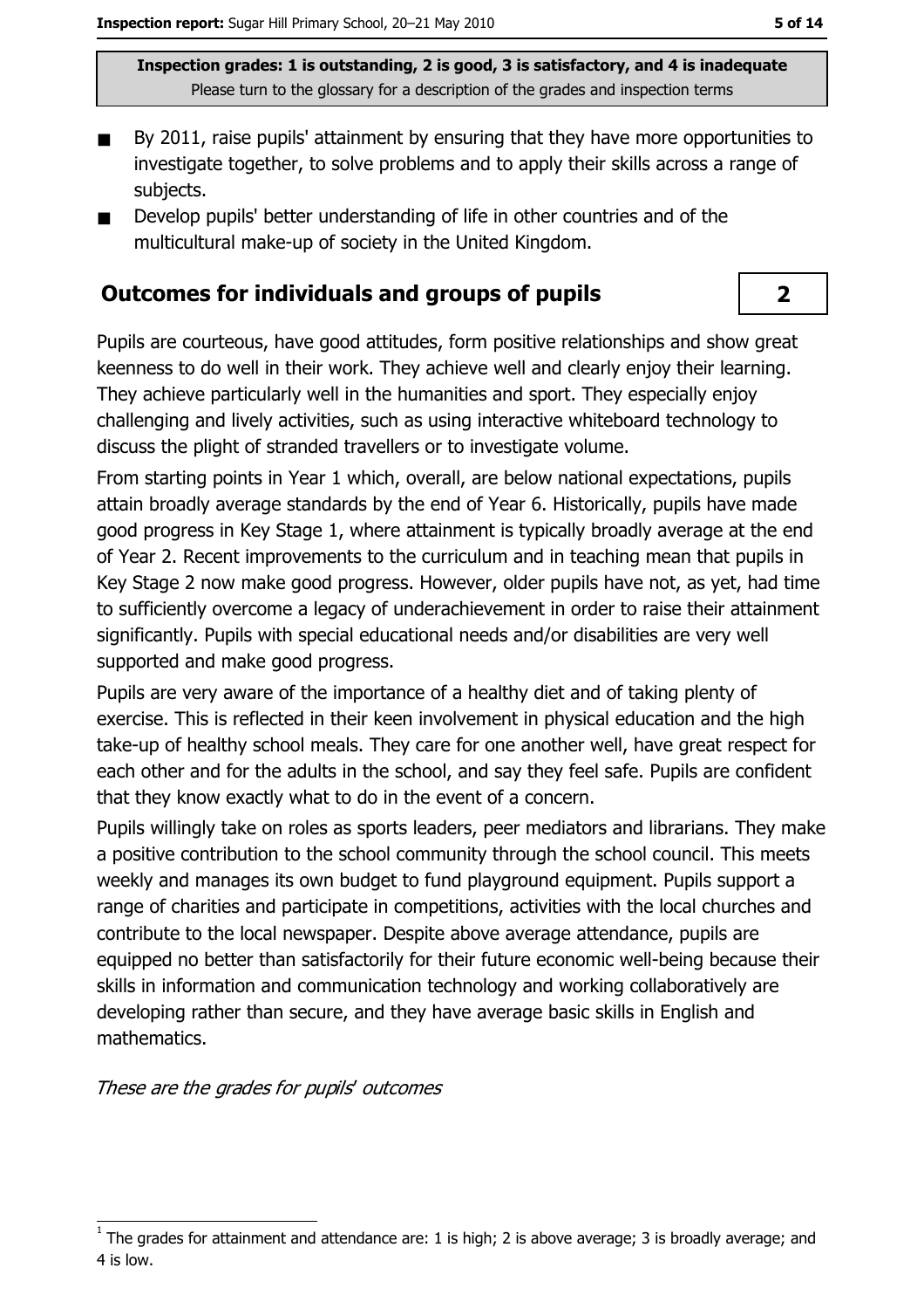- By 2011, raise pupils' attainment by ensuring that they have more opportunities to investigate together, to solve problems and to apply their skills across a range of subjects.
- Develop pupils' better understanding of life in other countries and of the multicultural make-up of society in the United Kingdom.

## Outcomes for individuals and groups of pupils

**2**

Pupils are courteous, have good attitudes, form positive relationships and show great keenness to do well in their work. They achieve well and clearly enjoy their learning. They achieve particularly well in the humanities and sport. They especially enjoy challenging and lively activities, such as using interactive whiteboard technology to discuss the plight of stranded travellers or to investigate volume.

From starting points in Year 1 which, overall, are below national expectations, pupils attain broadly average standards by the end of Year 6. Historically, pupils have made good progress in Key Stage 1, where attainment is typically broadly average at the end of Year 2. Recent improvements to the curriculum and in teaching mean that pupils in Key Stage 2 now make good progress. However, older pupils have not, as yet, had time to sufficiently overcome a legacy of underachievement in order to raise their attainment significantly. Pupils with special educational needs and/or disabilities are very well supported and make good progress.

Pupils are very aware of the importance of a healthy diet and of taking plenty of exercise. This is reflected in their keen involvement in physical education and the high take-up of healthy school meals. They care for one another well, have great respect for each other and for the adults in the school, and say they feel safe. Pupils are confident that they know exactly what to do in the event of a concern.

Pupils willingly take on roles as sports leaders, peer mediators and librarians. They make a positive contribution to the school community through the school council. This meets weekly and manages its own budget to fund playground equipment. Pupils support a range of charities and participate in competitions, activities with the local churches and contribute to the local newspaper. Despite above average attendance, pupils are equipped no better than satisfactorily for their future economic well-being because their skills in information and communication technology and working collaboratively are developing rather than secure, and they have average basic skills in English and mathematics.

*These are the grades for pupils' outcomes*

[1] The grades for attainment and attendance are: 1 is high; 2 is above average; 3 is broadly average; and 4 is low.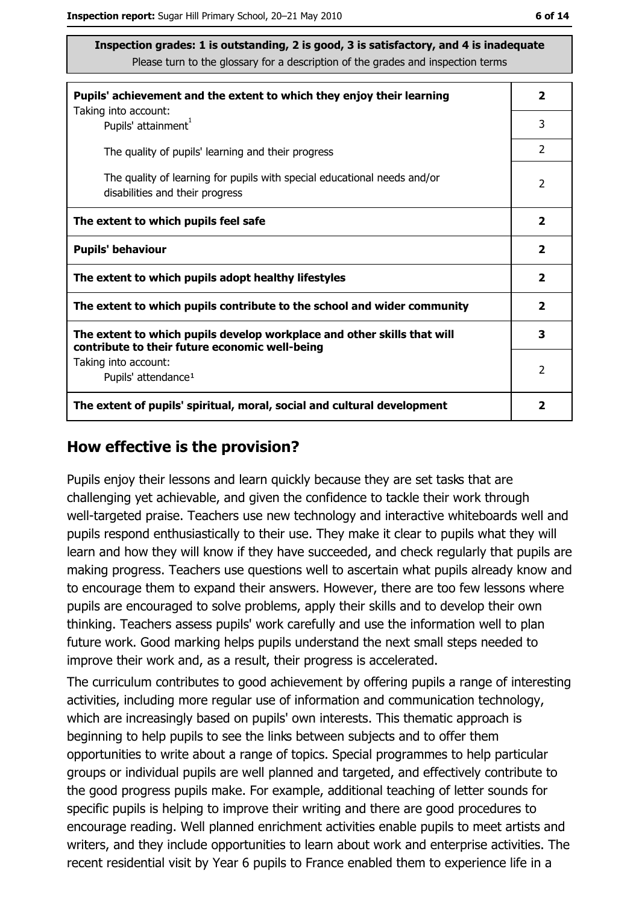**Inspection grades: 1 is outstanding, 2 is good, 3 is satisfactory, and 4 is inadequate**
Please turn to the glossary for a description of the grades and inspection terms

| | |
|---|---|
| **Pupils' achievement and the extent to which they enjoy their learning**<br>Taking into account: | **2** |
| Pupils' attainment[1] | 3 |
| The quality of pupils' learning and their progress | 2 |
| The quality of learning for pupils with special educational needs and/or disabilities and their progress | 2 |
| **The extent to which pupils feel safe** | **2** |
| **Pupils' behaviour** | **2** |
| **The extent to which pupils adopt healthy lifestyles** | **2** |
| **The extent to which pupils contribute to the school and wider community** | **2** |
| **The extent to which pupils develop workplace and other skills that will contribute to their future economic well-being** | **3** |
| Taking into account:<br>Pupils' attendance[1] | 2 |
| **The extent of pupils' spiritual, moral, social and cultural development** | **2** |

## How effective is the provision?

Pupils enjoy their lessons and learn quickly because they are set tasks that are challenging yet achievable, and given the confidence to tackle their work through well-targeted praise. Teachers use new technology and interactive whiteboards well and pupils respond enthusiastically to their use. They make it clear to pupils what they will learn and how they will know if they have succeeded, and check regularly that pupils are making progress. Teachers use questions well to ascertain what pupils already know and to encourage them to expand their answers. However, there are too few lessons where pupils are encouraged to solve problems, apply their skills and to develop their own thinking. Teachers assess pupils' work carefully and use the information well to plan future work. Good marking helps pupils understand the next small steps needed to improve their work and, as a result, their progress is accelerated.

The curriculum contributes to good achievement by offering pupils a range of interesting activities, including more regular use of information and communication technology, which are increasingly based on pupils' own interests. This thematic approach is beginning to help pupils to see the links between subjects and to offer them opportunities to write about a range of topics. Special programmes to help particular groups or individual pupils are well planned and targeted, and effectively contribute to the good progress pupils make. For example, additional teaching of letter sounds for specific pupils is helping to improve their writing and there are good procedures to encourage reading. Well planned enrichment activities enable pupils to meet artists and writers, and they include opportunities to learn about work and enterprise activities. The recent residential visit by Year 6 pupils to France enabled them to experience life in a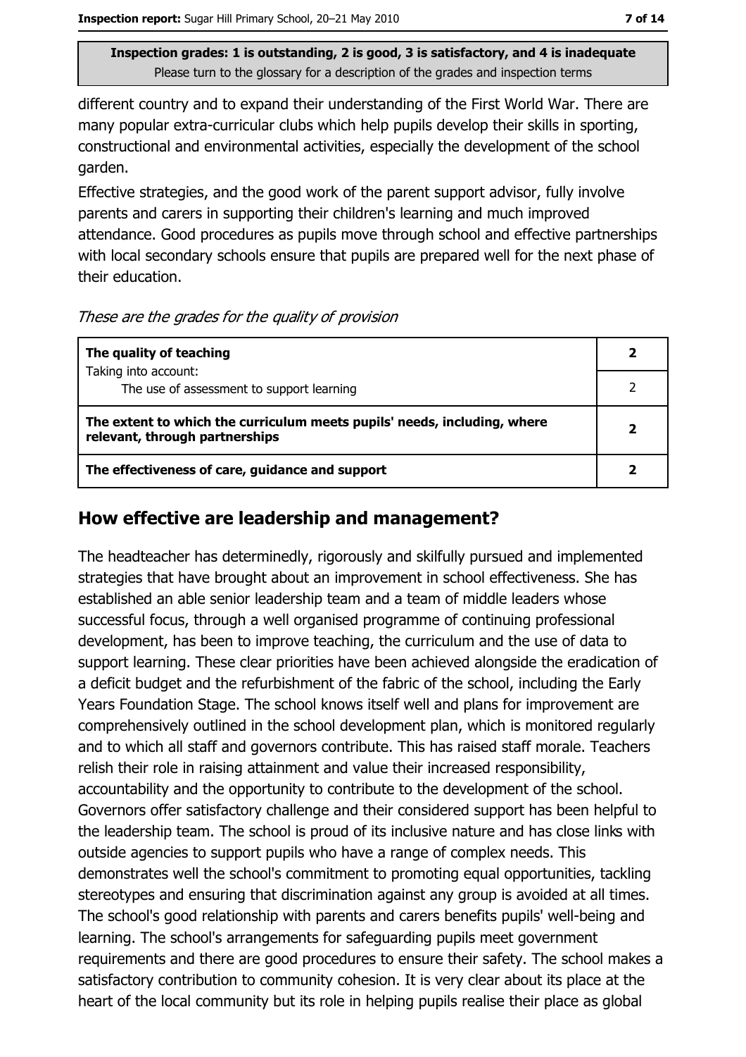different country and to expand their understanding of the First World War. There are many popular extra-curricular clubs which help pupils develop their skills in sporting, constructional and environmental activities, especially the development of the school garden.

Effective strategies, and the good work of the parent support advisor, fully involve parents and carers in supporting their children's learning and much improved attendance. Good procedures as pupils move through school and effective partnerships with local secondary schools ensure that pupils are prepared well for the next phase of their education.

*These are the grades for the quality of provision*

| | |
|---|---|
| **The quality of teaching**<br>Taking into account:<br>The use of assessment to support learning | **2**<br>2 |
| **The extent to which the curriculum meets pupils' needs, including, where relevant, through partnerships** | **2** |
| **The effectiveness of care, guidance and support** | **2** |

## How effective are leadership and management?

The headteacher has determinedly, rigorously and skilfully pursued and implemented strategies that have brought about an improvement in school effectiveness. She has established an able senior leadership team and a team of middle leaders whose successful focus, through a well organised programme of continuing professional development, has been to improve teaching, the curriculum and the use of data to support learning. These clear priorities have been achieved alongside the eradication of a deficit budget and the refurbishment of the fabric of the school, including the Early Years Foundation Stage. The school knows itself well and plans for improvement are comprehensively outlined in the school development plan, which is monitored regularly and to which all staff and governors contribute. This has raised staff morale. Teachers relish their role in raising attainment and value their increased responsibility, accountability and the opportunity to contribute to the development of the school. Governors offer satisfactory challenge and their considered support has been helpful to the leadership team. The school is proud of its inclusive nature and has close links with outside agencies to support pupils who have a range of complex needs. This demonstrates well the school's commitment to promoting equal opportunities, tackling stereotypes and ensuring that discrimination against any group is avoided at all times. The school's good relationship with parents and carers benefits pupils' well-being and learning. The school's arrangements for safeguarding pupils meet government requirements and there are good procedures to ensure their safety. The school makes a satisfactory contribution to community cohesion. It is very clear about its place at the heart of the local community but its role in helping pupils realise their place as global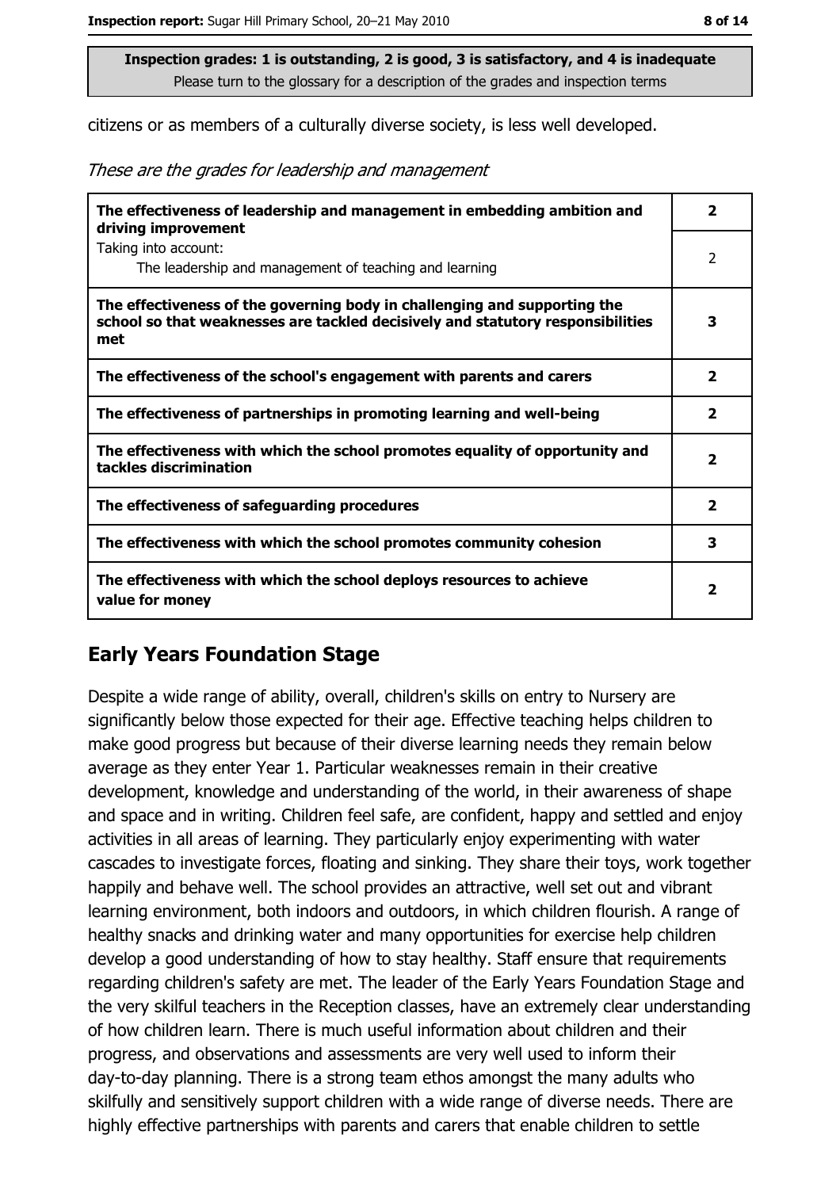Inspection grades: 1 is outstanding, 2 is good, 3 is satisfactory, and 4 is inadequate
Please turn to the glossary for a description of the grades and inspection terms

citizens or as members of a culturally diverse society, is less well developed.

*These are the grades for leadership and management*

| | |
|---|---|
| **The effectiveness of leadership and management in embedding ambition and driving improvement** | **2** |
| Taking into account: The leadership and management of teaching and learning | 2 |
| **The effectiveness of the governing body in challenging and supporting the school so that weaknesses are tackled decisively and statutory responsibilities met** | **3** |
| **The effectiveness of the school's engagement with parents and carers** | **2** |
| **The effectiveness of partnerships in promoting learning and well-being** | **2** |
| **The effectiveness with which the school promotes equality of opportunity and tackles discrimination** | **2** |
| **The effectiveness of safeguarding procedures** | **2** |
| **The effectiveness with which the school promotes community cohesion** | **3** |
| **The effectiveness with which the school deploys resources to achieve value for money** | **2** |

## Early Years Foundation Stage

Despite a wide range of ability, overall, children's skills on entry to Nursery are significantly below those expected for their age. Effective teaching helps children to make good progress but because of their diverse learning needs they remain below average as they enter Year 1. Particular weaknesses remain in their creative development, knowledge and understanding of the world, in their awareness of shape and space and in writing. Children feel safe, are confident, happy and settled and enjoy activities in all areas of learning. They particularly enjoy experimenting with water cascades to investigate forces, floating and sinking. They share their toys, work together happily and behave well. The school provides an attractive, well set out and vibrant learning environment, both indoors and outdoors, in which children flourish. A range of healthy snacks and drinking water and many opportunities for exercise help children develop a good understanding of how to stay healthy. Staff ensure that requirements regarding children's safety are met. The leader of the Early Years Foundation Stage and the very skilful teachers in the Reception classes, have an extremely clear understanding of how children learn. There is much useful information about children and their progress, and observations and assessments are very well used to inform their day-to-day planning. There is a strong team ethos amongst the many adults who skilfully and sensitively support children with a wide range of diverse needs. There are highly effective partnerships with parents and carers that enable children to settle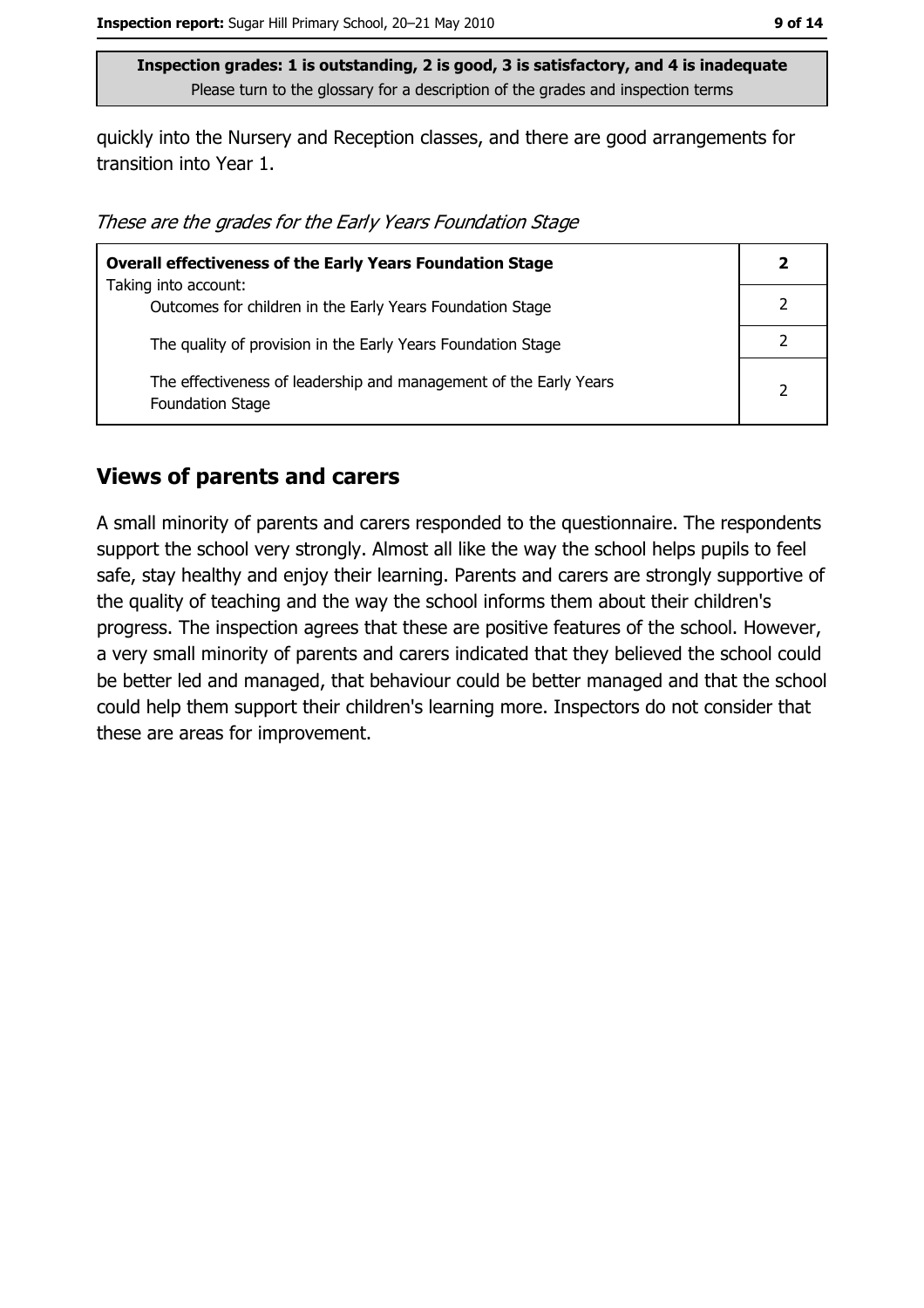**Inspection grades: 1 is outstanding, 2 is good, 3 is satisfactory, and 4 is inadequate**
Please turn to the glossary for a description of the grades and inspection terms

quickly into the Nursery and Reception classes, and there are good arrangements for transition into Year 1.

*These are the grades for the Early Years Foundation Stage*

| | |
|---|---|
| **Overall effectiveness of the Early Years Foundation Stage**<br>Taking into account: | **2** |
| Outcomes for children in the Early Years Foundation Stage | 2 |
| The quality of provision in the Early Years Foundation Stage | 2 |
| The effectiveness of leadership and management of the Early Years Foundation Stage | 2 |

## Views of parents and carers

A small minority of parents and carers responded to the questionnaire. The respondents support the school very strongly. Almost all like the way the school helps pupils to feel safe, stay healthy and enjoy their learning. Parents and carers are strongly supportive of the quality of teaching and the way the school informs them about their children's progress. The inspection agrees that these are positive features of the school. However, a very small minority of parents and carers indicated that they believed the school could be better led and managed, that behaviour could be better managed and that the school could help them support their children's learning more. Inspectors do not consider that these are areas for improvement.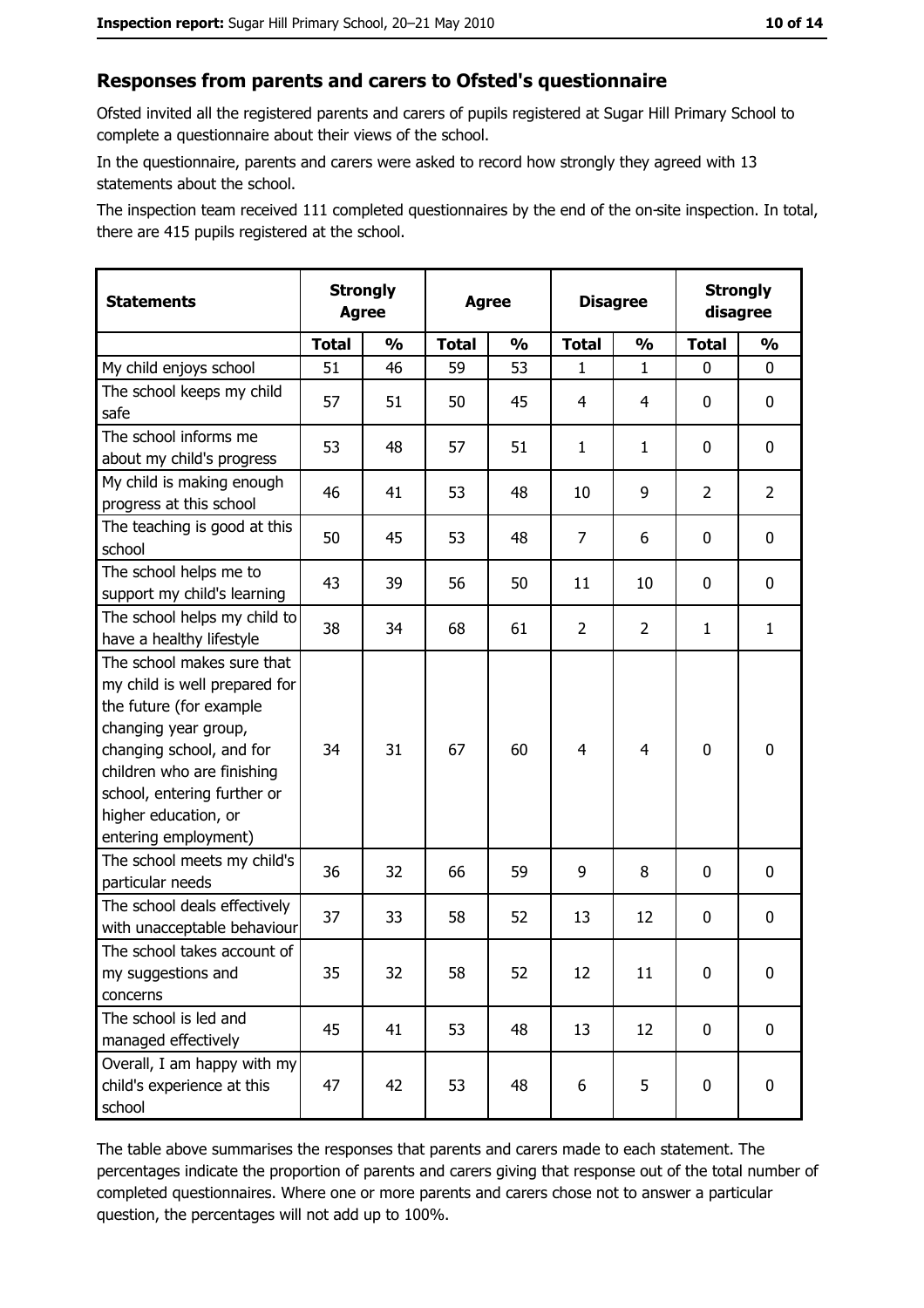## Responses from parents and carers to Ofsted's questionnaire

Ofsted invited all the registered parents and carers of pupils registered at Sugar Hill Primary School to complete a questionnaire about their views of the school.

In the questionnaire, parents and carers were asked to record how strongly they agreed with 13 statements about the school.

The inspection team received 111 completed questionnaires by the end of the on-site inspection. In total, there are 415 pupils registered at the school.

| Statements | Strongly Agree | | Agree | | Disagree | | Strongly disagree | |
|---|---|---|---|---|---|---|---|---|
| | Total | % | Total | % | Total | % | Total | % |
| My child enjoys school | 51 | 46 | 59 | 53 | 1 | 1 | 0 | 0 |
| The school keeps my child safe | 57 | 51 | 50 | 45 | 4 | 4 | 0 | 0 |
| The school informs me about my child's progress | 53 | 48 | 57 | 51 | 1 | 1 | 0 | 0 |
| My child is making enough progress at this school | 46 | 41 | 53 | 48 | 10 | 9 | 2 | 2 |
| The teaching is good at this school | 50 | 45 | 53 | 48 | 7 | 6 | 0 | 0 |
| The school helps me to support my child's learning | 43 | 39 | 56 | 50 | 11 | 10 | 0 | 0 |
| The school helps my child to have a healthy lifestyle | 38 | 34 | 68 | 61 | 2 | 2 | 1 | 1 |
| The school makes sure that my child is well prepared for the future (for example changing year group, changing school, and for children who are finishing school, entering further or higher education, or entering employment) | 34 | 31 | 67 | 60 | 4 | 4 | 0 | 0 |
| The school meets my child's particular needs | 36 | 32 | 66 | 59 | 9 | 8 | 0 | 0 |
| The school deals effectively with unacceptable behaviour | 37 | 33 | 58 | 52 | 13 | 12 | 0 | 0 |
| The school takes account of my suggestions and concerns | 35 | 32 | 58 | 52 | 12 | 11 | 0 | 0 |
| The school is led and managed effectively | 45 | 41 | 53 | 48 | 13 | 12 | 0 | 0 |
| Overall, I am happy with my child's experience at this school | 47 | 42 | 53 | 48 | 6 | 5 | 0 | 0 |

The table above summarises the responses that parents and carers made to each statement. The percentages indicate the proportion of parents and carers giving that response out of the total number of completed questionnaires. Where one or more parents and carers chose not to answer a particular question, the percentages will not add up to 100%.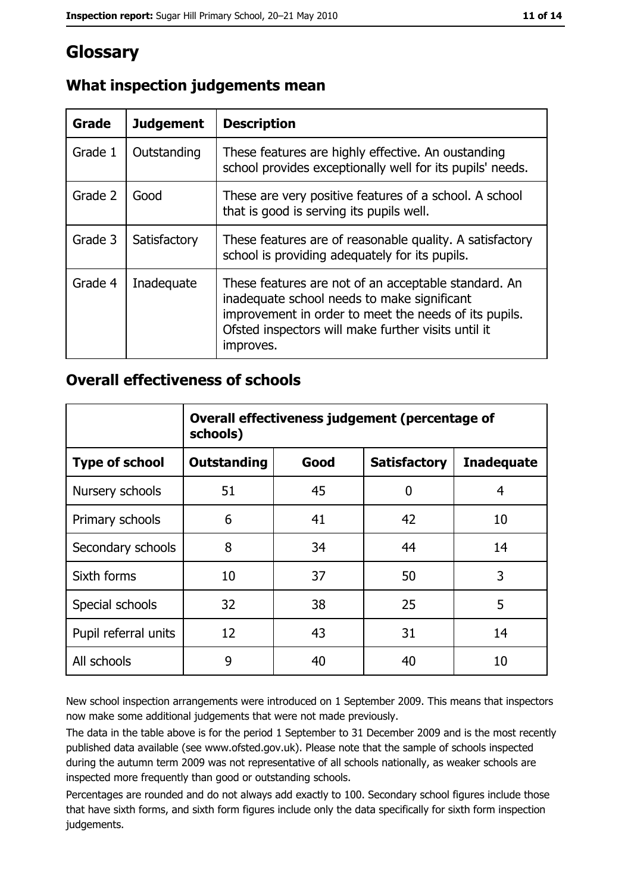# Glossary

## What inspection judgements mean

| Grade | Judgement | Description |
|---|---|---|
| Grade 1 | Outstanding | These features are highly effective. An oustanding school provides exceptionally well for its pupils' needs. |
| Grade 2 | Good | These are very positive features of a school. A school that is good is serving its pupils well. |
| Grade 3 | Satisfactory | These features are of reasonable quality. A satisfactory school is providing adequately for its pupils. |
| Grade 4 | Inadequate | These features are not of an acceptable standard. An inadequate school needs to make significant improvement in order to meet the needs of its pupils. Ofsted inspectors will make further visits until it improves. |

## Overall effectiveness of schools

| | Overall effectiveness judgement (percentage of schools) | | | |
|---|---|---|---|---|
| **Type of school** | **Outstanding** | **Good** | **Satisfactory** | **Inadequate** |
| Nursery schools | 51 | 45 | 0 | 4 |
| Primary schools | 6 | 41 | 42 | 10 |
| Secondary schools | 8 | 34 | 44 | 14 |
| Sixth forms | 10 | 37 | 50 | 3 |
| Special schools | 32 | 38 | 25 | 5 |
| Pupil referral units | 12 | 43 | 31 | 14 |
| All schools | 9 | 40 | 40 | 10 |

New school inspection arrangements were introduced on 1 September 2009. This means that inspectors now make some additional judgements that were not made previously.

The data in the table above is for the period 1 September to 31 December 2009 and is the most recently published data available (see www.ofsted.gov.uk). Please note that the sample of schools inspected during the autumn term 2009 was not representative of all schools nationally, as weaker schools are inspected more frequently than good or outstanding schools.

Percentages are rounded and do not always add exactly to 100. Secondary school figures include those that have sixth forms, and sixth form figures include only the data specifically for sixth form inspection judgements.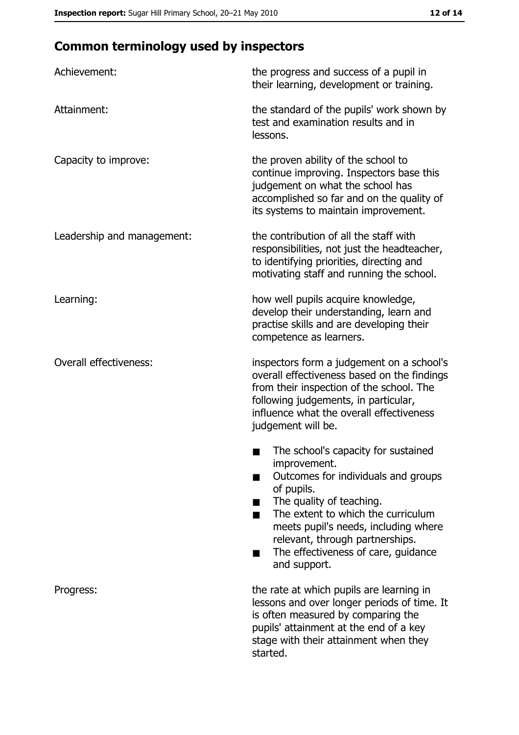## Common terminology used by inspectors

**Achievement:** the progress and success of a pupil in their learning, development or training.

**Attainment:** the standard of the pupils' work shown by test and examination results and in lessons.

**Capacity to improve:** the proven ability of the school to continue improving. Inspectors base this judgement on what the school has accomplished so far and on the quality of its systems to maintain improvement.

**Leadership and management:** the contribution of all the staff with responsibilities, not just the headteacher, to identifying priorities, directing and motivating staff and running the school.

**Learning:** how well pupils acquire knowledge, develop their understanding, learn and practise skills and are developing their competence as learners.

**Overall effectiveness:** inspectors form a judgement on a school's overall effectiveness based on the findings from their inspection of the school. The following judgements, in particular, influence what the overall effectiveness judgement will be.

- The school's capacity for sustained improvement.
- Outcomes for individuals and groups of pupils.
- The quality of teaching.
- The extent to which the curriculum meets pupil's needs, including where relevant, through partnerships.
- The effectiveness of care, guidance and support.

**Progress:** the rate at which pupils are learning in lessons and over longer periods of time. It is often measured by comparing the pupils' attainment at the end of a key stage with their attainment when they started.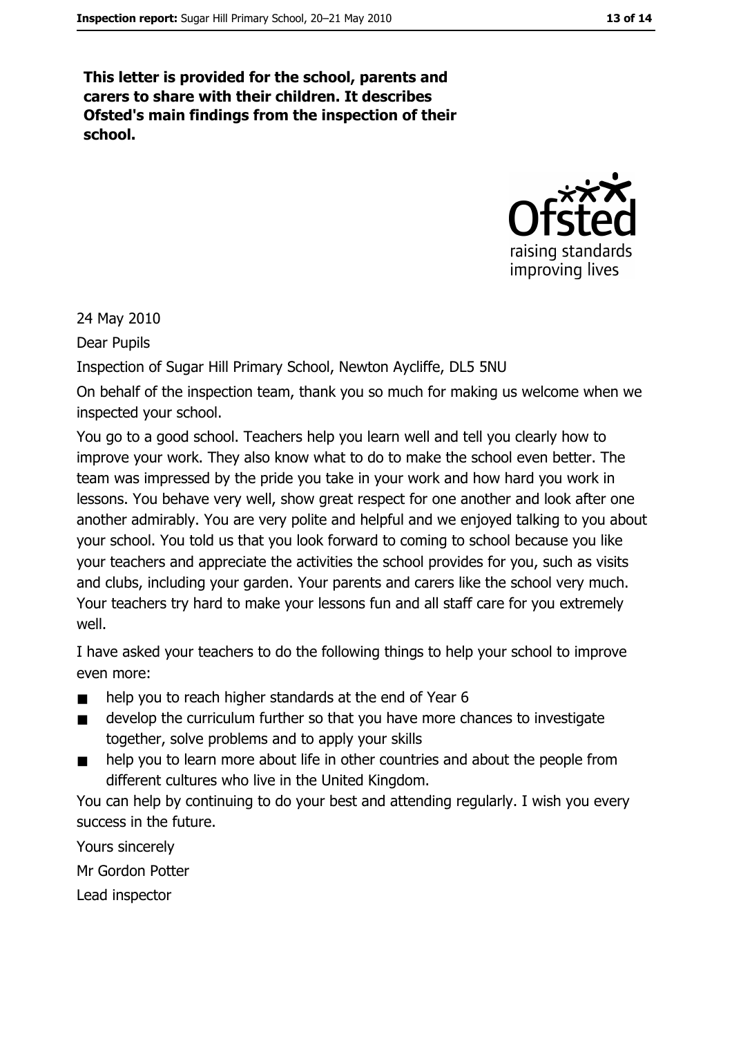**This letter is provided for the school, parents and carers to share with their children. It describes Ofsted's main findings from the inspection of their school.**

24 May 2010

Dear Pupils

Inspection of Sugar Hill Primary School, Newton Aycliffe, DL5 5NU

On behalf of the inspection team, thank you so much for making us welcome when we inspected your school.

You go to a good school. Teachers help you learn well and tell you clearly how to improve your work. They also know what to do to make the school even better. The team was impressed by the pride you take in your work and how hard you work in lessons. You behave very well, show great respect for one another and look after one another admirably. You are very polite and helpful and we enjoyed talking to you about your school. You told us that you look forward to coming to school because you like your teachers and appreciate the activities the school provides for you, such as visits and clubs, including your garden. Your parents and carers like the school very much. Your teachers try hard to make your lessons fun and all staff care for you extremely well.

I have asked your teachers to do the following things to help your school to improve even more:

- help you to reach higher standards at the end of Year 6
- develop the curriculum further so that you have more chances to investigate together, solve problems and to apply your skills
- help you to learn more about life in other countries and about the people from different cultures who live in the United Kingdom.

You can help by continuing to do your best and attending regularly. I wish you every success in the future.

Yours sincerely

Mr Gordon Potter

Lead inspector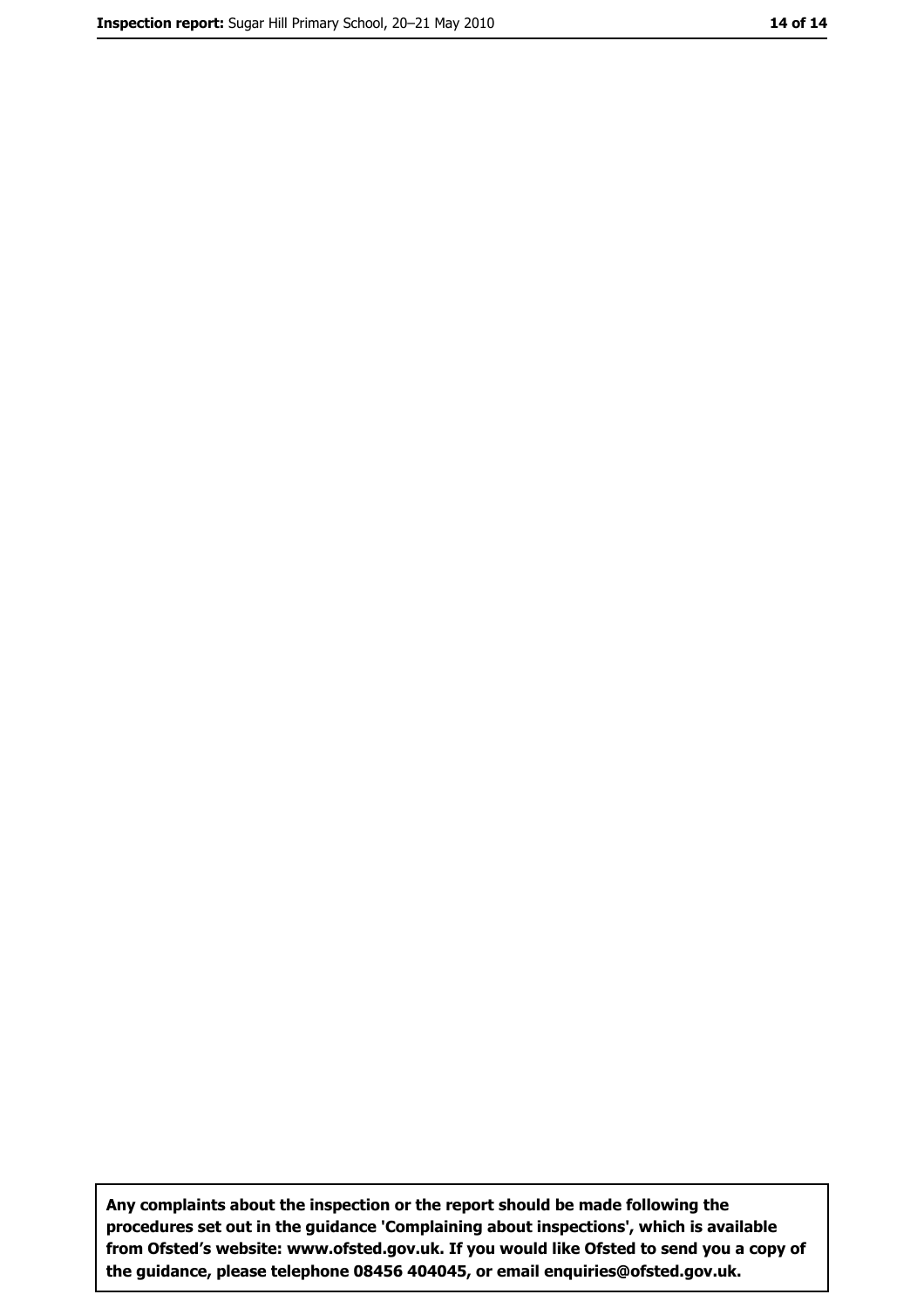**Any complaints about the inspection or the report should be made following the procedures set out in the guidance 'Complaining about inspections', which is available from Ofsted's website: www.ofsted.gov.uk. If you would like Ofsted to send you a copy of the guidance, please telephone 08456 404045, or email enquiries@ofsted.gov.uk.**